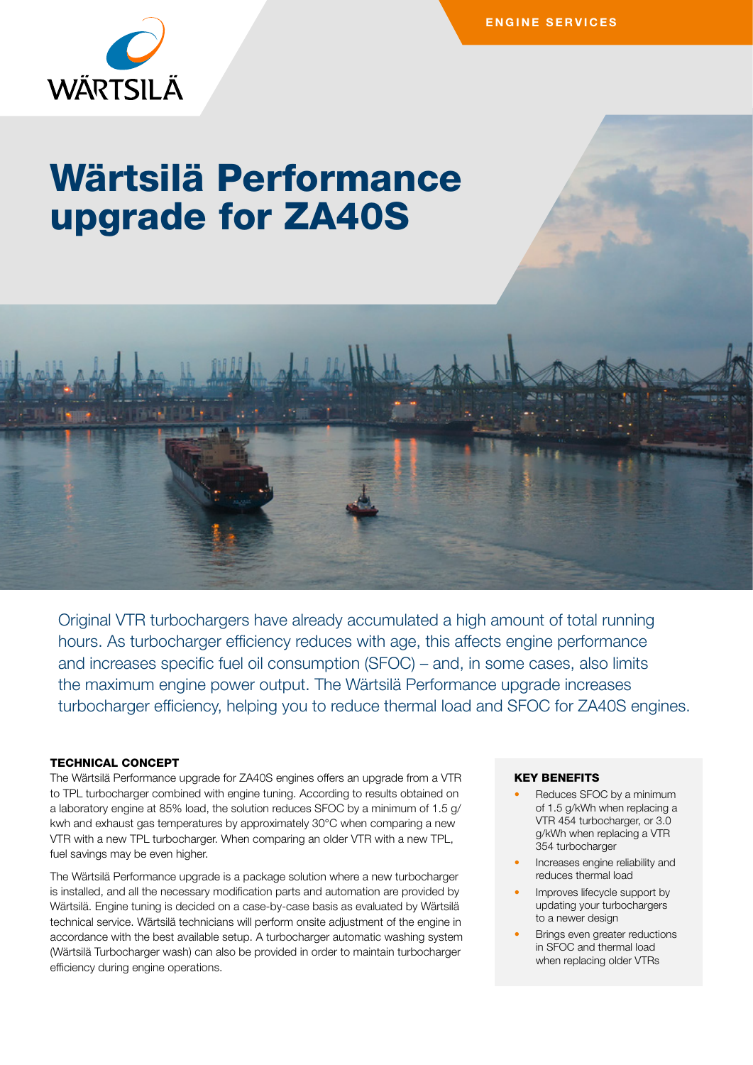ENGINE SERVICES

# Wärtsilä Performance upgrade for ZA40S

Original VTR turbochargers have already accumulated a high amount of total running hours. As turbocharger efficiency reduces with age, this affects engine performance and increases specific fuel oil consumption (SFOC) – and, in some cases, also limits the maximum engine power output. The Wärtsilä Performance upgrade increases turbocharger efficiency, helping you to reduce thermal load and SFOC for ZA40S engines.

### TECHNICAL CONCEPT

The Wärtsilä Performance upgrade for ZA40S engines offers an upgrade from a VTR to TPL turbocharger combined with engine tuning. According to results obtained on a laboratory engine at 85% load, the solution reduces SFOC by a minimum of 1.5 g/kwh and exhaust gas temperatures by approximately 30°C when comparing a new VTR with a new TPL turbocharger. When comparing an older VTR with a new TPL, fuel savings may be even higher.

The Wärtsilä Performance upgrade is a package solution where a new turbocharger is installed, and all the necessary modification parts and automation are provided by Wärtsilä. Engine tuning is decided on a case-by-case basis as evaluated by Wärtsilä technical service. Wärtsilä technicians will perform onsite adjustment of the engine in accordance with the best available setup. A turbocharger automatic washing system (Wärtsilä Turbocharger wash) can also be provided in order to maintain turbocharger efficiency during engine operations.

### KEY BENEFITS

- Reduces SFOC by a minimum of 1.5 g/kWh when replacing a VTR 454 turbocharger, or 3.0 g/kWh when replacing a VTR 354 turbocharger
- Increases engine reliability and reduces thermal load
- Improves lifecycle support by updating your turbochargers to a newer design
- Brings even greater reductions in SFOC and thermal load when replacing older VTRs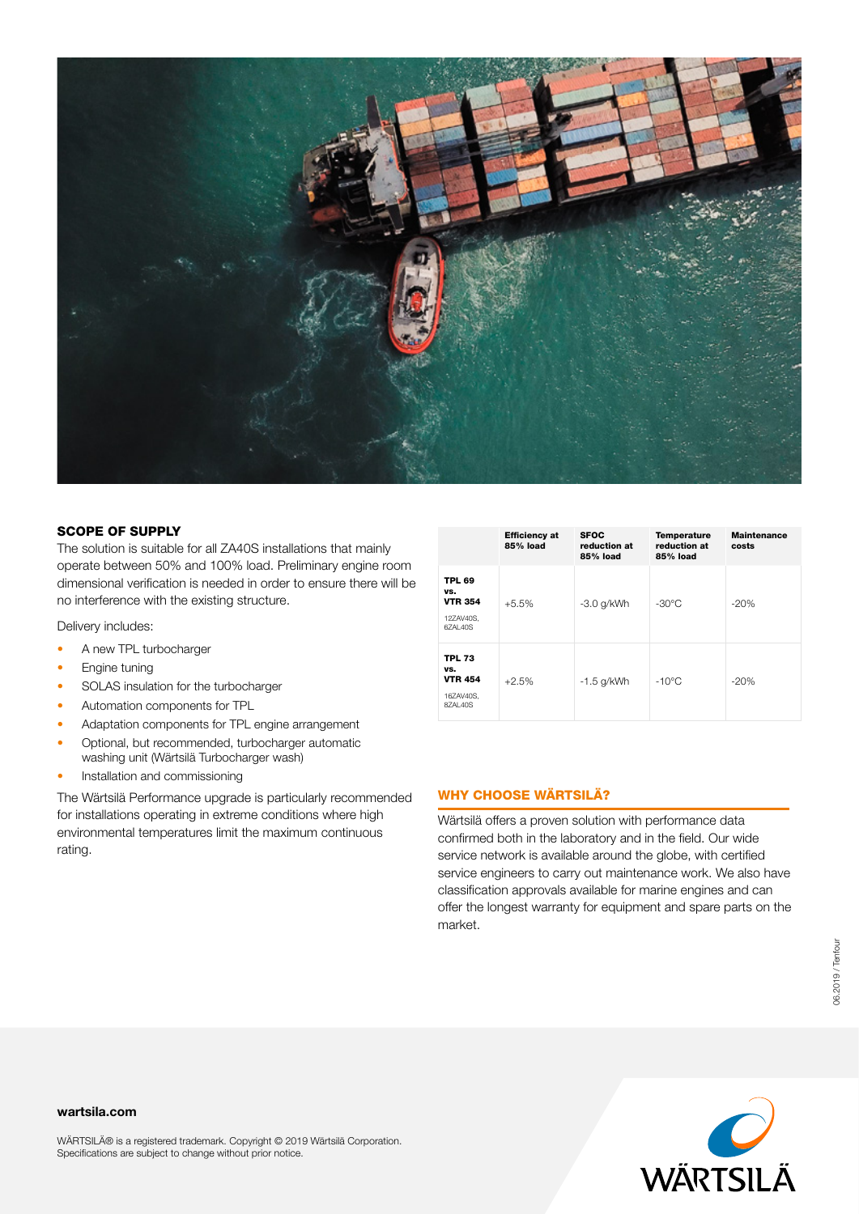## SCOPE OF SUPPLY

The solution is suitable for all ZA40S installations that mainly operate between 50% and 100% load. Preliminary engine room dimensional verification is needed in order to ensure there will be no interference with the existing structure.

Delivery includes:

- A new TPL turbocharger
- Engine tuning
- SOLAS insulation for the turbocharger
- Automation components for TPL
- Adaptation components for TPL engine arrangement
- Optional, but recommended, turbocharger automatic washing unit (Wärtsilä Turbocharger wash)
- Installation and commissioning

The Wärtsilä Performance upgrade is particularly recommended for installations operating in extreme conditions where high environmental temperatures limit the maximum continuous rating.

| | Efficiency at 85% load | SFOC reduction at 85% load | Temperature reduction at 85% load | Maintenance costs |
|---|---|---|---|---|
| **TPL 69 vs. VTR 354** 12ZAV40S, 6ZAL40S | +5.5% | -3.0 g/kWh | -30°C | -20% |
| **TPL 73 vs. VTR 454** 16ZAV40S, 8ZAL40S | +2.5% | -1.5 g/kWh | -10°C | -20% |

## WHY CHOOSE WÄRTSILÄ?

Wärtsilä offers a proven solution with performance data confirmed both in the laboratory and in the field. Our wide service network is available around the globe, with certified service engineers to carry out maintenance work. We also have classification approvals available for marine engines and can offer the longest warranty for equipment and spare parts on the market.

06.2019 / Tenfour

**wartsila.com**

WÄRTSILÄ® is a registered trademark. Copyright © 2019 Wärtsilä Corporation.
Specifications are subject to change without prior notice.

WÄRTSILÄ